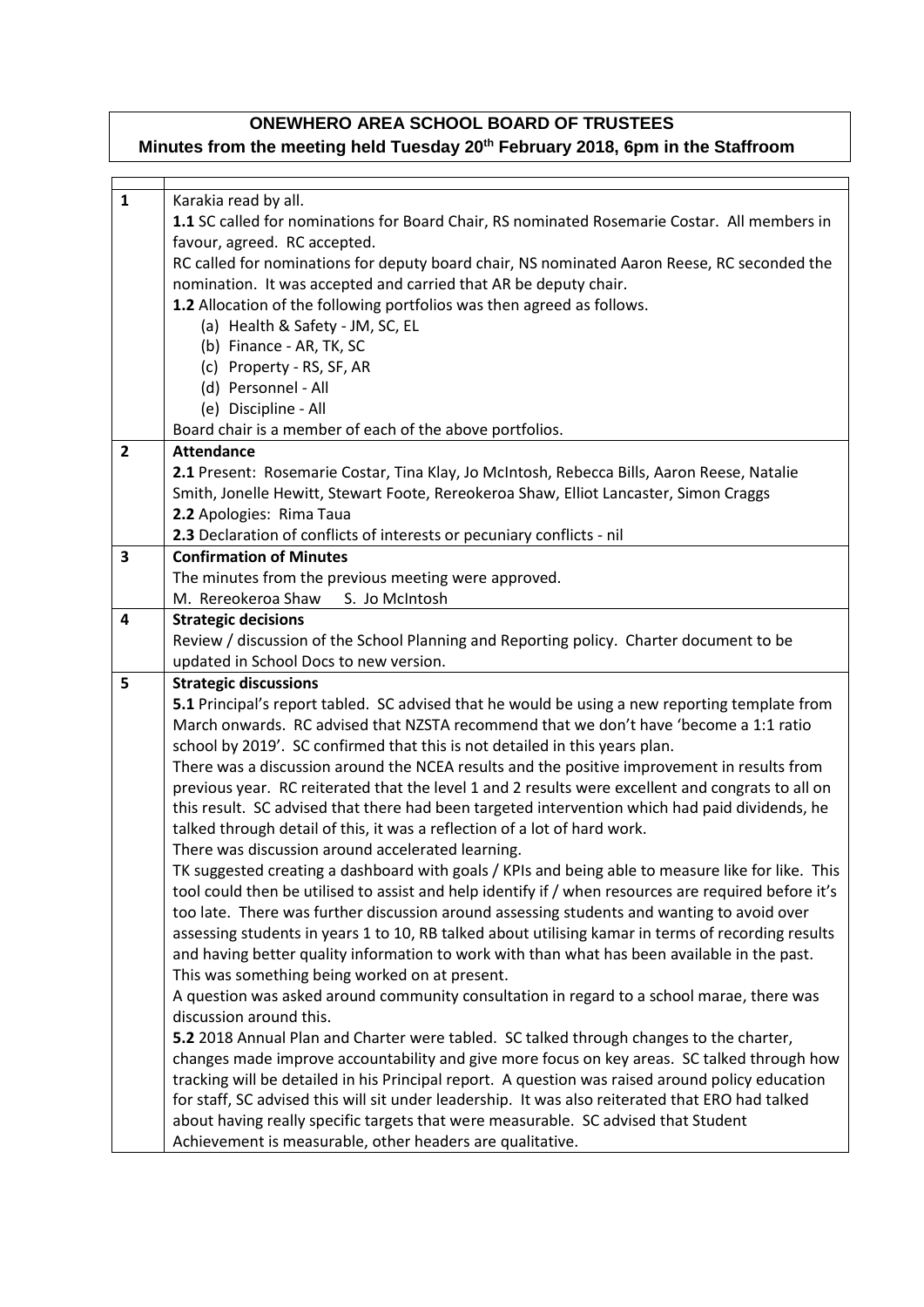# ONEWHERO AREA SCHOOL BOARD OF TRUSTEES

## Minutes from the meeting held Tuesday 20th February 2018, 6pm in the Staffroom

| | |
|---|---|
| **1** | Karakia read by all.<br>**1.1** SC called for nominations for Board Chair, RS nominated Rosemarie Costar. All members in favour, agreed. RC accepted.<br>RC called for nominations for deputy board chair, NS nominated Aaron Reese, RC seconded the nomination. It was accepted and carried that AR be deputy chair.<br>**1.2** Allocation of the following portfolios was then agreed as follows.<br>(a) Health & Safety - JM, SC, EL<br>(b) Finance - AR, TK, SC<br>(c) Property - RS, SF, AR<br>(d) Personnel - All<br>(e) Discipline - All<br>Board chair is a member of each of the above portfolios. |
| **2** | **Attendance**<br>**2.1** Present: Rosemarie Costar, Tina Klay, Jo McIntosh, Rebecca Bills, Aaron Reese, Natalie Smith, Jonelle Hewitt, Stewart Foote, Rereokeroa Shaw, Elliot Lancaster, Simon Craggs<br>**2.2** Apologies: Rima Taua<br>**2.3** Declaration of conflicts of interests or pecuniary conflicts - nil |
| **3** | **Confirmation of Minutes**<br>The minutes from the previous meeting were approved.<br>M. Rereokeroa Shaw S. Jo McIntosh |
| **4** | **Strategic decisions**<br>Review / discussion of the School Planning and Reporting policy. Charter document to be updated in School Docs to new version. |
| **5** | **Strategic discussions**<br>**5.1** Principal's report tabled. SC advised that he would be using a new reporting template from March onwards. RC advised that NZSTA recommend that we don't have 'become a 1:1 ratio school by 2019'. SC confirmed that this is not detailed in this years plan.<br>There was a discussion around the NCEA results and the positive improvement in results from previous year. RC reiterated that the level 1 and 2 results were excellent and congrats to all on this result. SC advised that there had been targeted intervention which had paid dividends, he talked through detail of this, it was a reflection of a lot of hard work.<br>There was discussion around accelerated learning.<br>TK suggested creating a dashboard with goals / KPIs and being able to measure like for like. This tool could then be utilised to assist and help identify if / when resources are required before it's too late. There was further discussion around assessing students and wanting to avoid over assessing students in years 1 to 10, RB talked about utilising kamar in terms of recording results and having better quality information to work with than what has been available in the past. This was something being worked on at present.<br>A question was asked around community consultation in regard to a school marae, there was discussion around this.<br>**5.2** 2018 Annual Plan and Charter were tabled. SC talked through changes to the charter, changes made improve accountability and give more focus on key areas. SC talked through how tracking will be detailed in his Principal report. A question was raised around policy education for staff, SC advised this will sit under leadership. It was also reiterated that ERO had talked about having really specific targets that were measurable. SC advised that Student Achievement is measurable, other headers are qualitative. |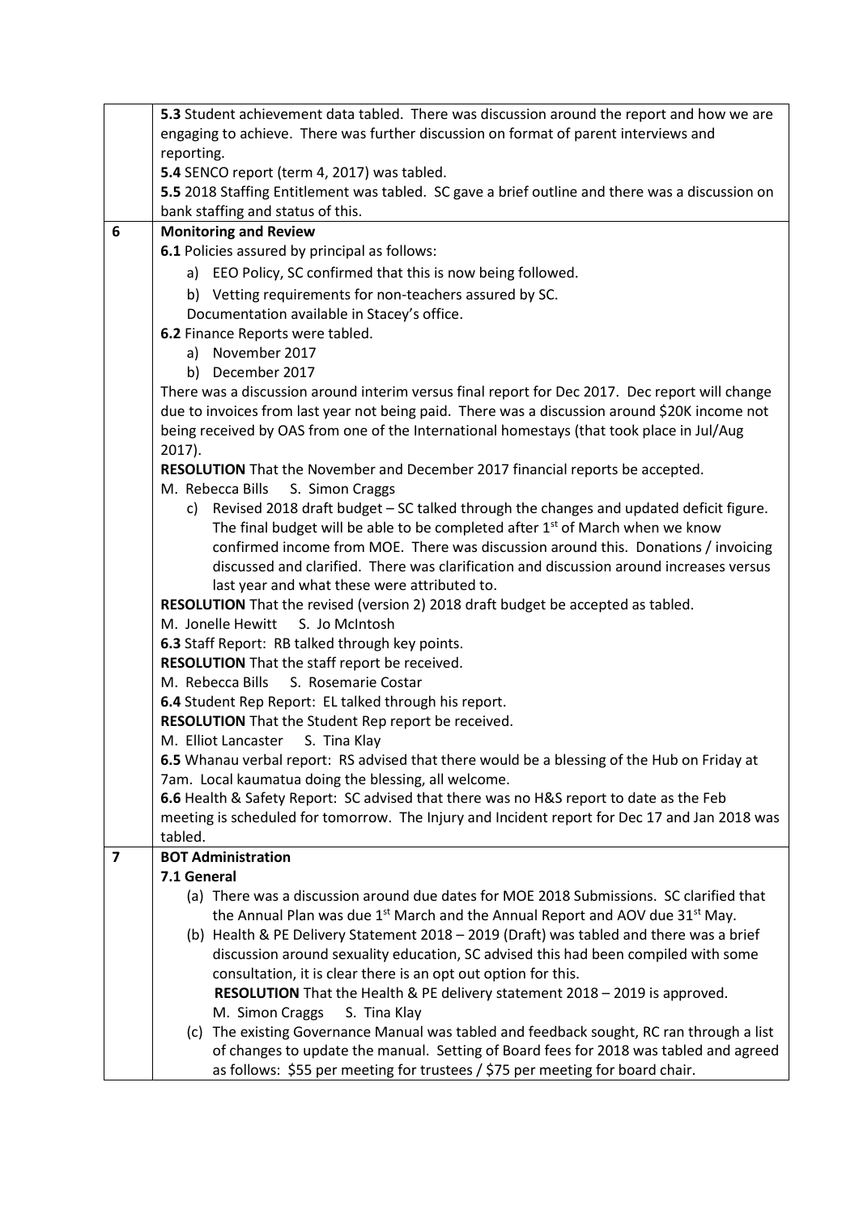|  |  |
|---|---|
|  | **5.3** Student achievement data tabled. There was discussion around the report and how we are engaging to achieve. There was further discussion on format of parent interviews and reporting.<br>**5.4** SENCO report (term 4, 2017) was tabled.<br>**5.5** 2018 Staffing Entitlement was tabled. SC gave a brief outline and there was a discussion on bank staffing and status of this. |
| **6** | **Monitoring and Review**<br>**6.1** Policies assured by principal as follows:<br>a) EEO Policy, SC confirmed that this is now being followed.<br>b) Vetting requirements for non-teachers assured by SC.<br>Documentation available in Stacey's office.<br>**6.2** Finance Reports were tabled.<br>a) November 2017<br>b) December 2017<br>There was a discussion around interim versus final report for Dec 2017. Dec report will change due to invoices from last year not being paid. There was a discussion around $20K income not being received by OAS from one of the International homestays (that took place in Jul/Aug 2017).<br>**RESOLUTION** That the November and December 2017 financial reports be accepted.<br>M. Rebecca Bills S. Simon Craggs<br>c) Revised 2018 draft budget – SC talked through the changes and updated deficit figure. The final budget will be able to be completed after 1st of March when we know confirmed income from MOE. There was discussion around this. Donations / invoicing discussed and clarified. There was clarification and discussion around increases versus last year and what these were attributed to.<br>**RESOLUTION** That the revised (version 2) 2018 draft budget be accepted as tabled.<br>M. Jonelle Hewitt S. Jo McIntosh<br>**6.3** Staff Report: RB talked through key points.<br>**RESOLUTION** That the staff report be received.<br>M. Rebecca Bills S. Rosemarie Costar<br>**6.4** Student Rep Report: EL talked through his report.<br>**RESOLUTION** That the Student Rep report be received.<br>M. Elliot Lancaster S. Tina Klay<br>**6.5** Whanau verbal report: RS advised that there would be a blessing of the Hub on Friday at 7am. Local kaumatua doing the blessing, all welcome.<br>**6.6** Health & Safety Report: SC advised that there was no H&S report to date as the Feb meeting is scheduled for tomorrow. The Injury and Incident report for Dec 17 and Jan 2018 was tabled. |
| **7** | **BOT Administration**<br>**7.1 General**<br>(a) There was a discussion around due dates for MOE 2018 Submissions. SC clarified that the Annual Plan was due 1st March and the Annual Report and AOV due 31st May.<br>(b) Health & PE Delivery Statement 2018 – 2019 (Draft) was tabled and there was a brief discussion around sexuality education, SC advised this had been compiled with some consultation, it is clear there is an opt out option for this.<br>**RESOLUTION** That the Health & PE delivery statement 2018 – 2019 is approved.<br>M. Simon Craggs S. Tina Klay<br>(c) The existing Governance Manual was tabled and feedback sought, RC ran through a list of changes to update the manual. Setting of Board fees for 2018 was tabled and agreed as follows: $55 per meeting for trustees / $75 per meeting for board chair. |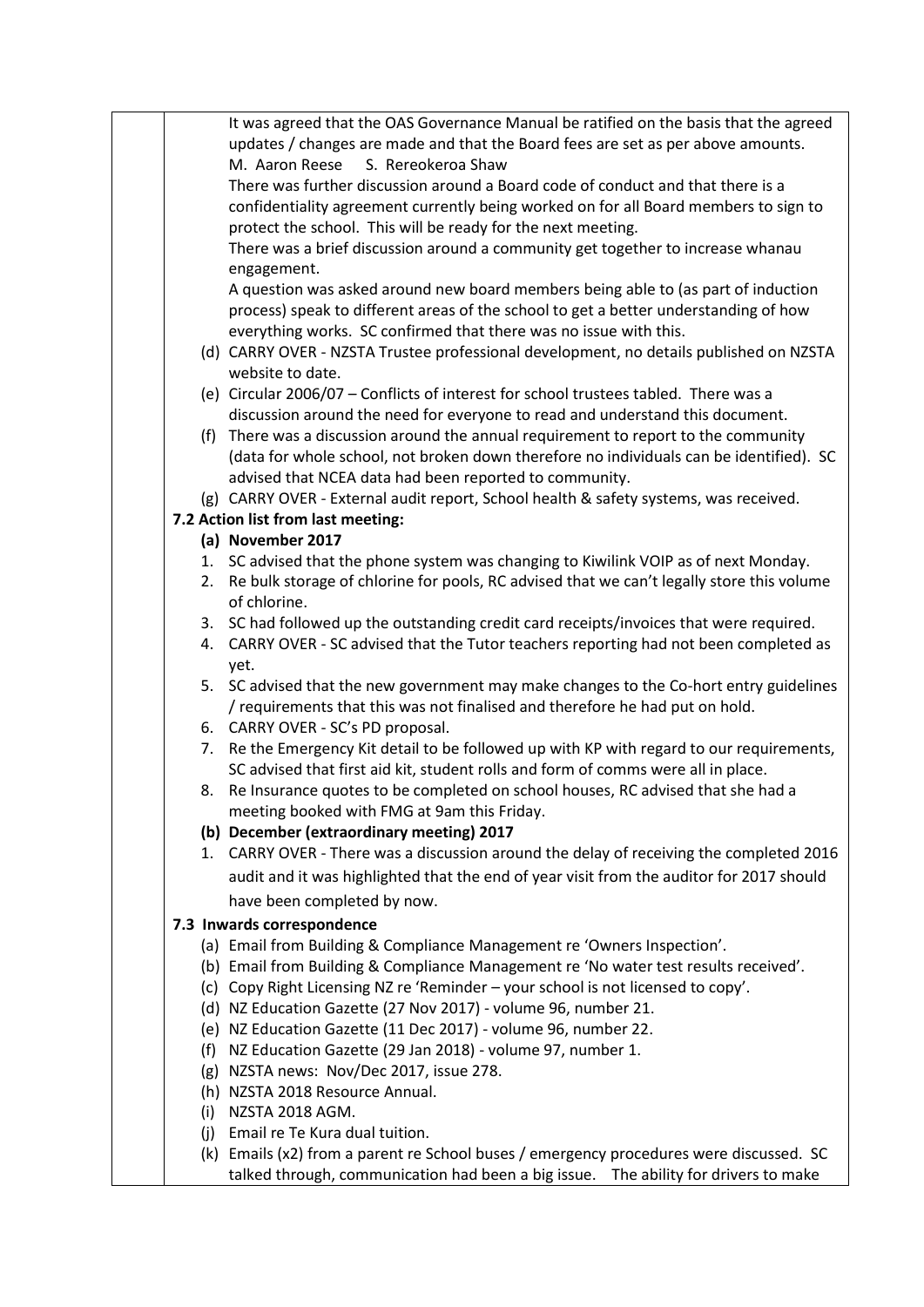It was agreed that the OAS Governance Manual be ratified on the basis that the agreed updates / changes are made and that the Board fees are set as per above amounts.
M. Aaron Reese S. Rereokeroa Shaw

There was further discussion around a Board code of conduct and that there is a confidentiality agreement currently being worked on for all Board members to sign to protect the school. This will be ready for the next meeting.

There was a brief discussion around a community get together to increase whanau engagement.

A question was asked around new board members being able to (as part of induction process) speak to different areas of the school to get a better understanding of how everything works. SC confirmed that there was no issue with this.

(d) CARRY OVER - NZSTA Trustee professional development, no details published on NZSTA website to date.

(e) Circular 2006/07 – Conflicts of interest for school trustees tabled. There was a discussion around the need for everyone to read and understand this document.

(f) There was a discussion around the annual requirement to report to the community (data for whole school, not broken down therefore no individuals can be identified). SC advised that NCEA data had been reported to community.

(g) CARRY OVER - External audit report, School health & safety systems, was received.

**7.2 Action list from last meeting:**

**(a) November 2017**

1. SC advised that the phone system was changing to Kiwilink VOIP as of next Monday.
2. Re bulk storage of chlorine for pools, RC advised that we can't legally store this volume of chlorine.
3. SC had followed up the outstanding credit card receipts/invoices that were required.
4. CARRY OVER - SC advised that the Tutor teachers reporting had not been completed as yet.
5. SC advised that the new government may make changes to the Co-hort entry guidelines / requirements that this was not finalised and therefore he had put on hold.
6. CARRY OVER - SC's PD proposal.
7. Re the Emergency Kit detail to be followed up with KP with regard to our requirements, SC advised that first aid kit, student rolls and form of comms were all in place.
8. Re Insurance quotes to be completed on school houses, RC advised that she had a meeting booked with FMG at 9am this Friday.

**(b) December (extraordinary meeting) 2017**

1. CARRY OVER - There was a discussion around the delay of receiving the completed 2016 audit and it was highlighted that the end of year visit from the auditor for 2017 should have been completed by now.

**7.3 Inwards correspondence**

(a) Email from Building & Compliance Management re 'Owners Inspection'.
(b) Email from Building & Compliance Management re 'No water test results received'.
(c) Copy Right Licensing NZ re 'Reminder – your school is not licensed to copy'.
(d) NZ Education Gazette (27 Nov 2017) - volume 96, number 21.
(e) NZ Education Gazette (11 Dec 2017) - volume 96, number 22.
(f) NZ Education Gazette (29 Jan 2018) - volume 97, number 1.
(g) NZSTA news: Nov/Dec 2017, issue 278.
(h) NZSTA 2018 Resource Annual.
(i) NZSTA 2018 AGM.
(j) Email re Te Kura dual tuition.
(k) Emails (x2) from a parent re School buses / emergency procedures were discussed. SC talked through, communication had been a big issue. The ability for drivers to make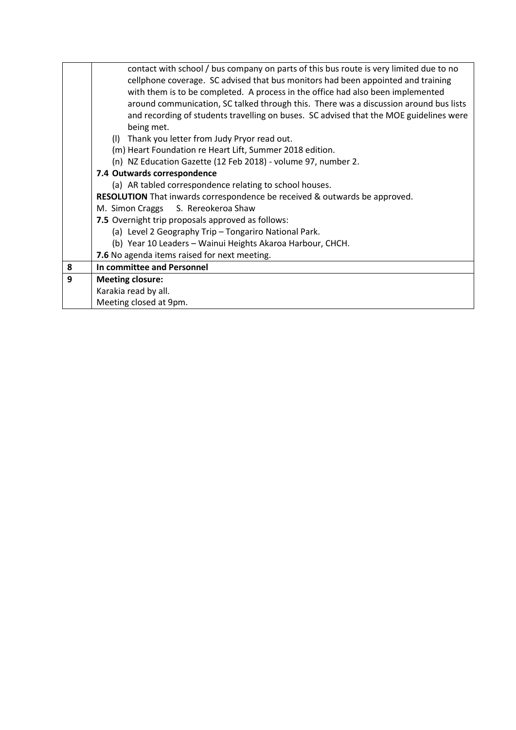| | |
|---|---|
| | contact with school / bus company on parts of this bus route is very limited due to no cellphone coverage. SC advised that bus monitors had been appointed and training with them is to be completed. A process in the office had also been implemented around communication, SC talked through this. There was a discussion around bus lists and recording of students travelling on buses. SC advised that the MOE guidelines were being met.<br>(l) Thank you letter from Judy Pryor read out.<br>(m) Heart Foundation re Heart Lift, Summer 2018 edition.<br>(n) NZ Education Gazette (12 Feb 2018) - volume 97, number 2.<br>**7.4 Outwards correspondence**<br>(a) AR tabled correspondence relating to school houses.<br>**RESOLUTION** That inwards correspondence be received & outwards be approved.<br>M. Simon Craggs S. Rereokeroa Shaw<br>**7.5** Overnight trip proposals approved as follows:<br>(a) Level 2 Geography Trip – Tongariro National Park.<br>(b) Year 10 Leaders – Wainui Heights Akaroa Harbour, CHCH.<br>**7.6** No agenda items raised for next meeting. |
| 8 | **In committee and Personnel** |
| 9 | **Meeting closure:**<br>Karakia read by all.<br>Meeting closed at 9pm. |